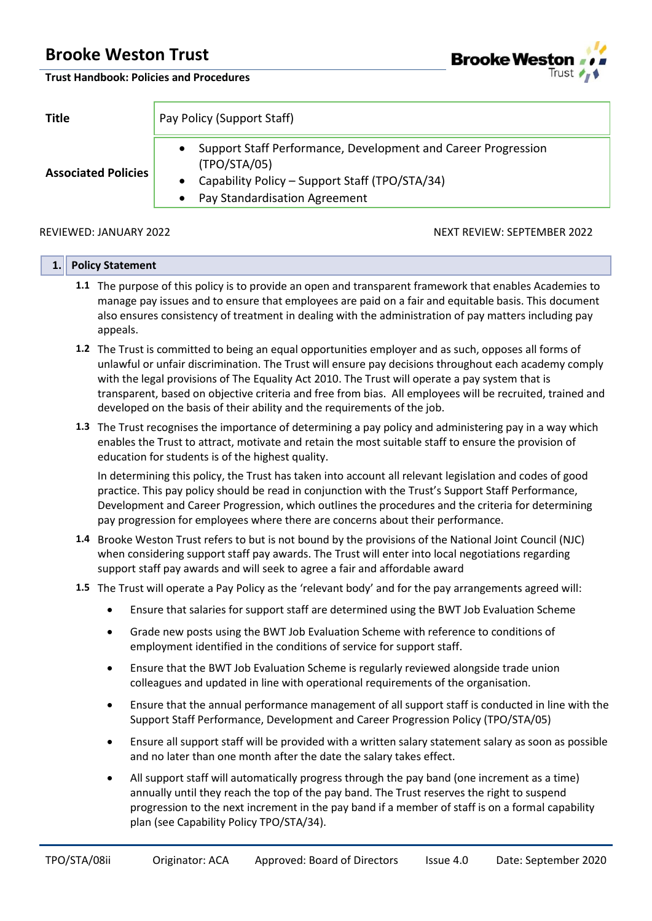# Brooke Weston Trust

**Trust Handbook: Policies and Procedures**

| **Title** | Pay Policy (Support Staff) |
|---|---|
| **Associated Policies** | • Support Staff Performance, Development and Career Progression (TPO/STA/05)<br>• Capability Policy – Support Staff (TPO/STA/34)<br>• Pay Standardisation Agreement |

REVIEWED: JANUARY 2022 NEXT REVIEW: SEPTEMBER 2022

## 1. Policy Statement

**1.1** The purpose of this policy is to provide an open and transparent framework that enables Academies to manage pay issues and to ensure that employees are paid on a fair and equitable basis. This document also ensures consistency of treatment in dealing with the administration of pay matters including pay appeals.

**1.2** The Trust is committed to being an equal opportunities employer and as such, opposes all forms of unlawful or unfair discrimination. The Trust will ensure pay decisions throughout each academy comply with the legal provisions of The Equality Act 2010. The Trust will operate a pay system that is transparent, based on objective criteria and free from bias. All employees will be recruited, trained and developed on the basis of their ability and the requirements of the job.

**1.3** The Trust recognises the importance of determining a pay policy and administering pay in a way which enables the Trust to attract, motivate and retain the most suitable staff to ensure the provision of education for students is of the highest quality.

In determining this policy, the Trust has taken into account all relevant legislation and codes of good practice. This pay policy should be read in conjunction with the Trust's Support Staff Performance, Development and Career Progression, which outlines the procedures and the criteria for determining pay progression for employees where there are concerns about their performance.

**1.4** Brooke Weston Trust refers to but is not bound by the provisions of the National Joint Council (NJC) when considering support staff pay awards. The Trust will enter into local negotiations regarding support staff pay awards and will seek to agree a fair and affordable award

**1.5** The Trust will operate a Pay Policy as the 'relevant body' and for the pay arrangements agreed will:

- Ensure that salaries for support staff are determined using the BWT Job Evaluation Scheme
- Grade new posts using the BWT Job Evaluation Scheme with reference to conditions of employment identified in the conditions of service for support staff.
- Ensure that the BWT Job Evaluation Scheme is regularly reviewed alongside trade union colleagues and updated in line with operational requirements of the organisation.
- Ensure that the annual performance management of all support staff is conducted in line with the Support Staff Performance, Development and Career Progression Policy (TPO/STA/05)
- Ensure all support staff will be provided with a written salary statement salary as soon as possible and no later than one month after the date the salary takes effect.
- All support staff will automatically progress through the pay band (one increment as a time) annually until they reach the top of the pay band. The Trust reserves the right to suspend progression to the next increment in the pay band if a member of staff is on a formal capability plan (see Capability Policy TPO/STA/34).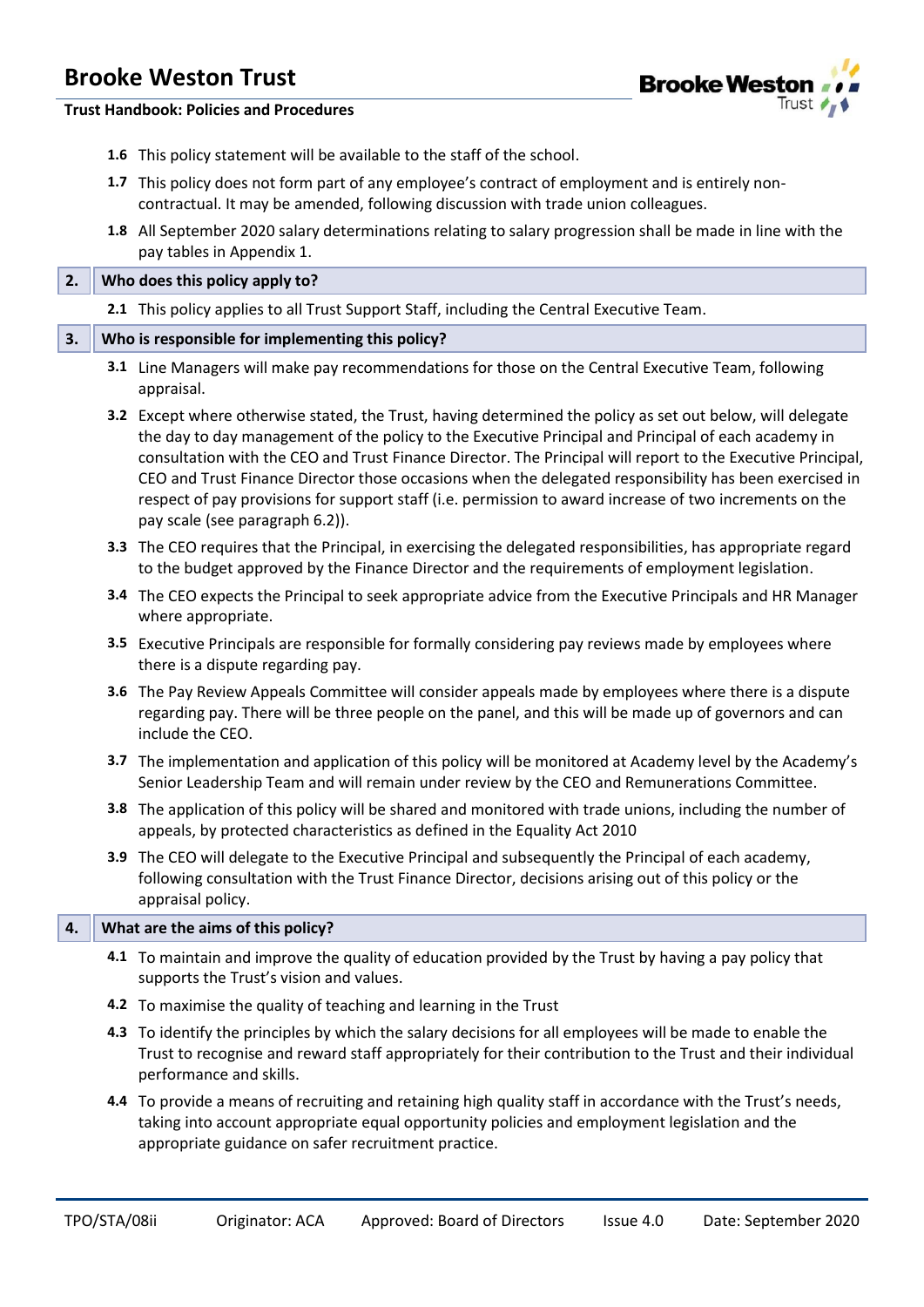**1.6** This policy statement will be available to the staff of the school.

**1.7** This policy does not form part of any employee's contract of employment and is entirely non-contractual. It may be amended, following discussion with trade union colleagues.

**1.8** All September 2020 salary determinations relating to salary progression shall be made in line with the pay tables in Appendix 1.

## 2. Who does this policy apply to?

**2.1** This policy applies to all Trust Support Staff, including the Central Executive Team.

## 3. Who is responsible for implementing this policy?

**3.1** Line Managers will make pay recommendations for those on the Central Executive Team, following appraisal.

**3.2** Except where otherwise stated, the Trust, having determined the policy as set out below, will delegate the day to day management of the policy to the Executive Principal and Principal of each academy in consultation with the CEO and Trust Finance Director. The Principal will report to the Executive Principal, CEO and Trust Finance Director those occasions when the delegated responsibility has been exercised in respect of pay provisions for support staff (i.e. permission to award increase of two increments on the pay scale (see paragraph 6.2)).

**3.3** The CEO requires that the Principal, in exercising the delegated responsibilities, has appropriate regard to the budget approved by the Finance Director and the requirements of employment legislation.

**3.4** The CEO expects the Principal to seek appropriate advice from the Executive Principals and HR Manager where appropriate.

**3.5** Executive Principals are responsible for formally considering pay reviews made by employees where there is a dispute regarding pay.

**3.6** The Pay Review Appeals Committee will consider appeals made by employees where there is a dispute regarding pay. There will be three people on the panel, and this will be made up of governors and can include the CEO.

**3.7** The implementation and application of this policy will be monitored at Academy level by the Academy's Senior Leadership Team and will remain under review by the CEO and Remunerations Committee.

**3.8** The application of this policy will be shared and monitored with trade unions, including the number of appeals, by protected characteristics as defined in the Equality Act 2010

**3.9** The CEO will delegate to the Executive Principal and subsequently the Principal of each academy, following consultation with the Trust Finance Director, decisions arising out of this policy or the appraisal policy.

## 4. What are the aims of this policy?

**4.1** To maintain and improve the quality of education provided by the Trust by having a pay policy that supports the Trust's vision and values.

**4.2** To maximise the quality of teaching and learning in the Trust

**4.3** To identify the principles by which the salary decisions for all employees will be made to enable the Trust to recognise and reward staff appropriately for their contribution to the Trust and their individual performance and skills.

**4.4** To provide a means of recruiting and retaining high quality staff in accordance with the Trust's needs, taking into account appropriate equal opportunity policies and employment legislation and the appropriate guidance on safer recruitment practice.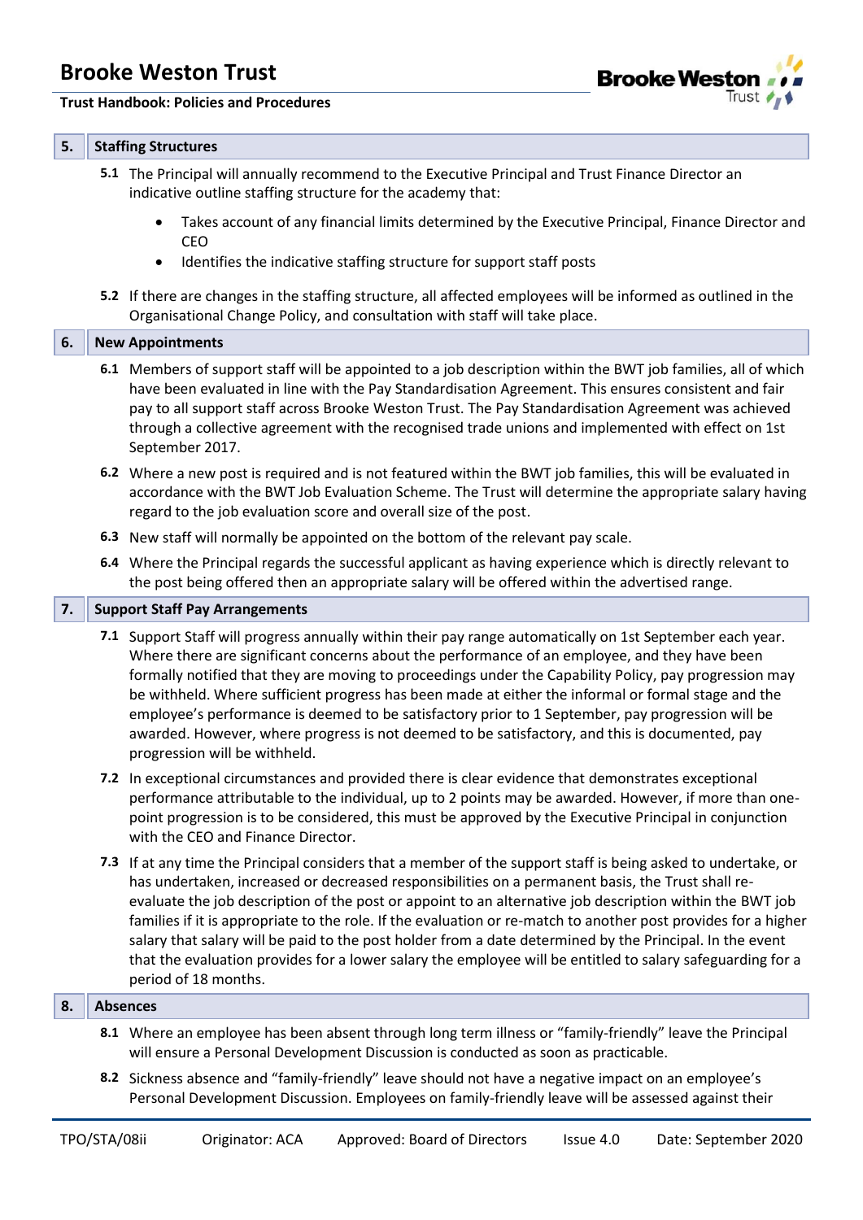## 5. Staffing Structures

**5.1** The Principal will annually recommend to the Executive Principal and Trust Finance Director an indicative outline staffing structure for the academy that:

- Takes account of any financial limits determined by the Executive Principal, Finance Director and CEO
- Identifies the indicative staffing structure for support staff posts

**5.2** If there are changes in the staffing structure, all affected employees will be informed as outlined in the Organisational Change Policy, and consultation with staff will take place.

## 6. New Appointments

**6.1** Members of support staff will be appointed to a job description within the BWT job families, all of which have been evaluated in line with the Pay Standardisation Agreement. This ensures consistent and fair pay to all support staff across Brooke Weston Trust. The Pay Standardisation Agreement was achieved through a collective agreement with the recognised trade unions and implemented with effect on 1st September 2017.

**6.2** Where a new post is required and is not featured within the BWT job families, this will be evaluated in accordance with the BWT Job Evaluation Scheme. The Trust will determine the appropriate salary having regard to the job evaluation score and overall size of the post.

**6.3** New staff will normally be appointed on the bottom of the relevant pay scale.

**6.4** Where the Principal regards the successful applicant as having experience which is directly relevant to the post being offered then an appropriate salary will be offered within the advertised range.

## 7. Support Staff Pay Arrangements

**7.1** Support Staff will progress annually within their pay range automatically on 1st September each year. Where there are significant concerns about the performance of an employee, and they have been formally notified that they are moving to proceedings under the Capability Policy, pay progression may be withheld. Where sufficient progress has been made at either the informal or formal stage and the employee's performance is deemed to be satisfactory prior to 1 September, pay progression will be awarded. However, where progress is not deemed to be satisfactory, and this is documented, pay progression will be withheld.

**7.2** In exceptional circumstances and provided there is clear evidence that demonstrates exceptional performance attributable to the individual, up to 2 points may be awarded. However, if more than one-point progression is to be considered, this must be approved by the Executive Principal in conjunction with the CEO and Finance Director.

**7.3** If at any time the Principal considers that a member of the support staff is being asked to undertake, or has undertaken, increased or decreased responsibilities on a permanent basis, the Trust shall re-evaluate the job description of the post or appoint to an alternative job description within the BWT job families if it is appropriate to the role. If the evaluation or re-match to another post provides for a higher salary that salary will be paid to the post holder from a date determined by the Principal. In the event that the evaluation provides for a lower salary the employee will be entitled to salary safeguarding for a period of 18 months.

## 8. Absences

**8.1** Where an employee has been absent through long term illness or "family-friendly" leave the Principal will ensure a Personal Development Discussion is conducted as soon as practicable.

**8.2** Sickness absence and "family-friendly" leave should not have a negative impact on an employee's Personal Development Discussion. Employees on family-friendly leave will be assessed against their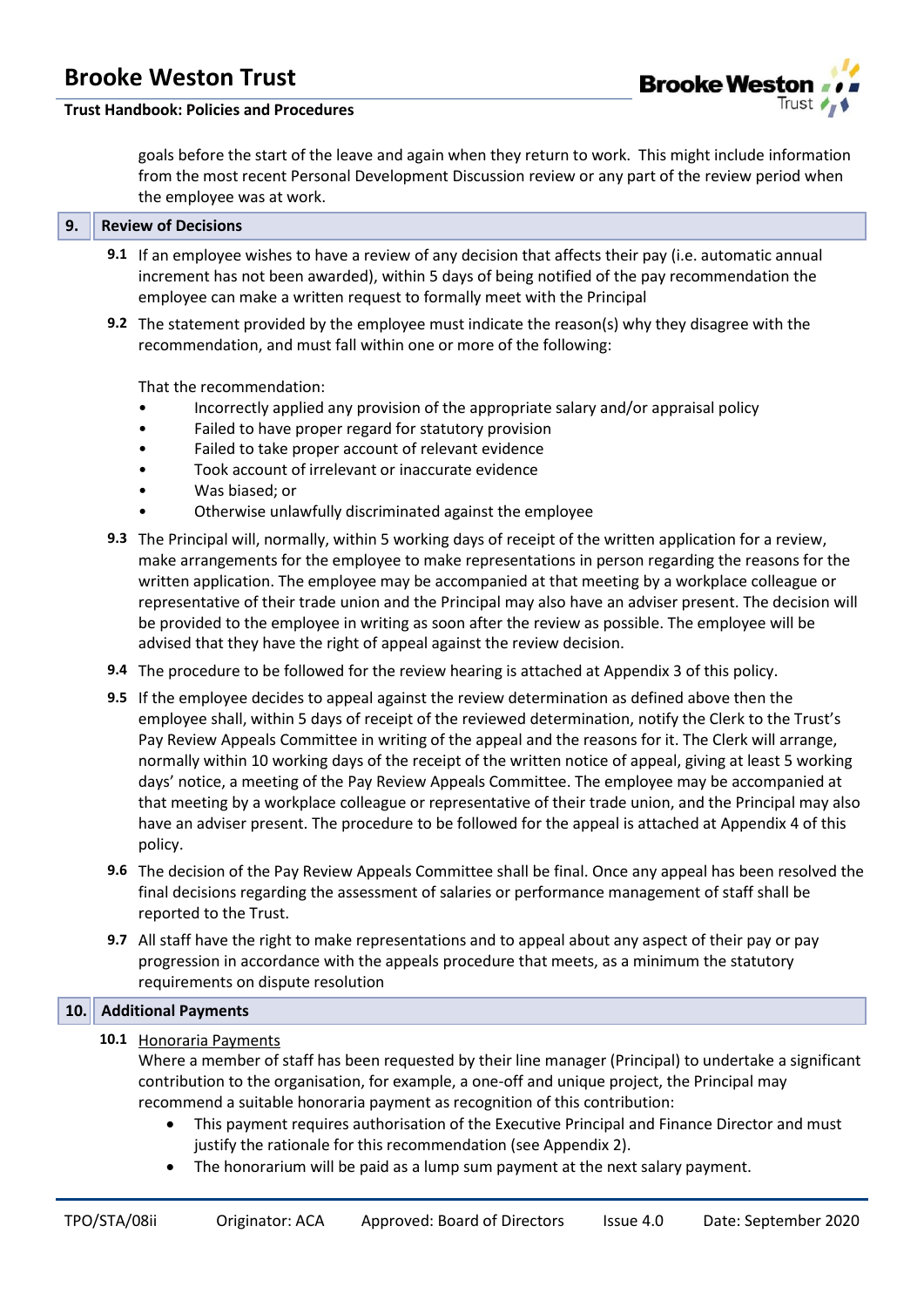goals before the start of the leave and again when they return to work. This might include information from the most recent Personal Development Discussion review or any part of the review period when the employee was at work.

## 9. Review of Decisions

**9.1** If an employee wishes to have a review of any decision that affects their pay (i.e. automatic annual increment has not been awarded), within 5 days of being notified of the pay recommendation the employee can make a written request to formally meet with the Principal

**9.2** The statement provided by the employee must indicate the reason(s) why they disagree with the recommendation, and must fall within one or more of the following:

That the recommendation:

- Incorrectly applied any provision of the appropriate salary and/or appraisal policy
- Failed to have proper regard for statutory provision
- Failed to take proper account of relevant evidence
- Took account of irrelevant or inaccurate evidence
- Was biased; or
- Otherwise unlawfully discriminated against the employee

**9.3** The Principal will, normally, within 5 working days of receipt of the written application for a review, make arrangements for the employee to make representations in person regarding the reasons for the written application. The employee may be accompanied at that meeting by a workplace colleague or representative of their trade union and the Principal may also have an adviser present. The decision will be provided to the employee in writing as soon after the review as possible. The employee will be advised that they have the right of appeal against the review decision.

**9.4** The procedure to be followed for the review hearing is attached at Appendix 3 of this policy.

**9.5** If the employee decides to appeal against the review determination as defined above then the employee shall, within 5 days of receipt of the reviewed determination, notify the Clerk to the Trust's Pay Review Appeals Committee in writing of the appeal and the reasons for it. The Clerk will arrange, normally within 10 working days of the receipt of the written notice of appeal, giving at least 5 working days' notice, a meeting of the Pay Review Appeals Committee. The employee may be accompanied at that meeting by a workplace colleague or representative of their trade union, and the Principal may also have an adviser present. The procedure to be followed for the appeal is attached at Appendix 4 of this policy.

**9.6** The decision of the Pay Review Appeals Committee shall be final. Once any appeal has been resolved the final decisions regarding the assessment of salaries or performance management of staff shall be reported to the Trust.

**9.7** All staff have the right to make representations and to appeal about any aspect of their pay or pay progression in accordance with the appeals procedure that meets, as a minimum the statutory requirements on dispute resolution

## 10. Additional Payments

**10.1** Honoraria Payments

Where a member of staff has been requested by their line manager (Principal) to undertake a significant contribution to the organisation, for example, a one-off and unique project, the Principal may recommend a suitable honoraria payment as recognition of this contribution:

- This payment requires authorisation of the Executive Principal and Finance Director and must justify the rationale for this recommendation (see Appendix 2).
- The honorarium will be paid as a lump sum payment at the next salary payment.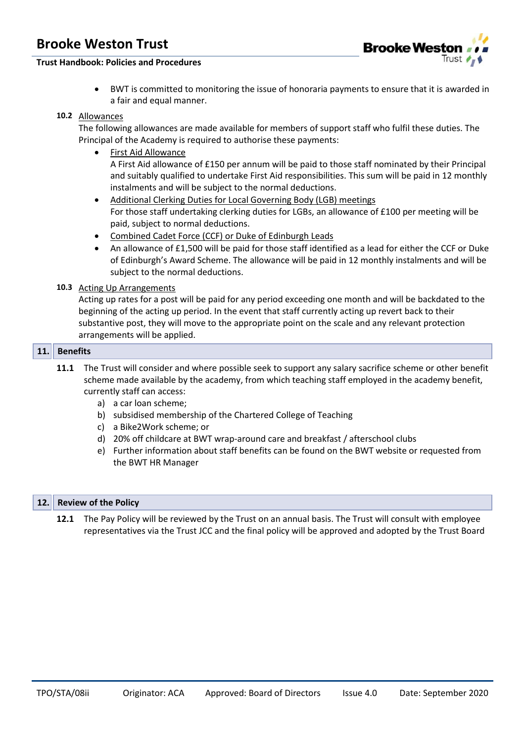- BWT is committed to monitoring the issue of honoraria payments to ensure that it is awarded in a fair and equal manner.

**10.2** Allowances

The following allowances are made available for members of support staff who fulfil these duties. The Principal of the Academy is required to authorise these payments:

- First Aid Allowance
  A First Aid allowance of £150 per annum will be paid to those staff nominated by their Principal and suitably qualified to undertake First Aid responsibilities. This sum will be paid in 12 monthly instalments and will be subject to the normal deductions.
- Additional Clerking Duties for Local Governing Body (LGB) meetings
  For those staff undertaking clerking duties for LGBs, an allowance of £100 per meeting will be paid, subject to normal deductions.
- Combined Cadet Force (CCF) or Duke of Edinburgh Leads
- An allowance of £1,500 will be paid for those staff identified as a lead for either the CCF or Duke of Edinburgh's Award Scheme. The allowance will be paid in 12 monthly instalments and will be subject to the normal deductions.

**10.3** Acting Up Arrangements

Acting up rates for a post will be paid for any period exceeding one month and will be backdated to the beginning of the acting up period. In the event that staff currently acting up revert back to their substantive post, they will move to the appropriate point on the scale and any relevant protection arrangements will be applied.

## 11. Benefits

**11.1** The Trust will consider and where possible seek to support any salary sacrifice scheme or other benefit scheme made available by the academy, from which teaching staff employed in the academy benefit, currently staff can access:

a) a car loan scheme;
b) subsidised membership of the Chartered College of Teaching
c) a Bike2Work scheme; or
d) 20% off childcare at BWT wrap-around care and breakfast / afterschool clubs
e) Further information about staff benefits can be found on the BWT website or requested from the BWT HR Manager

## 12. Review of the Policy

**12.1** The Pay Policy will be reviewed by the Trust on an annual basis. The Trust will consult with employee representatives via the Trust JCC and the final policy will be approved and adopted by the Trust Board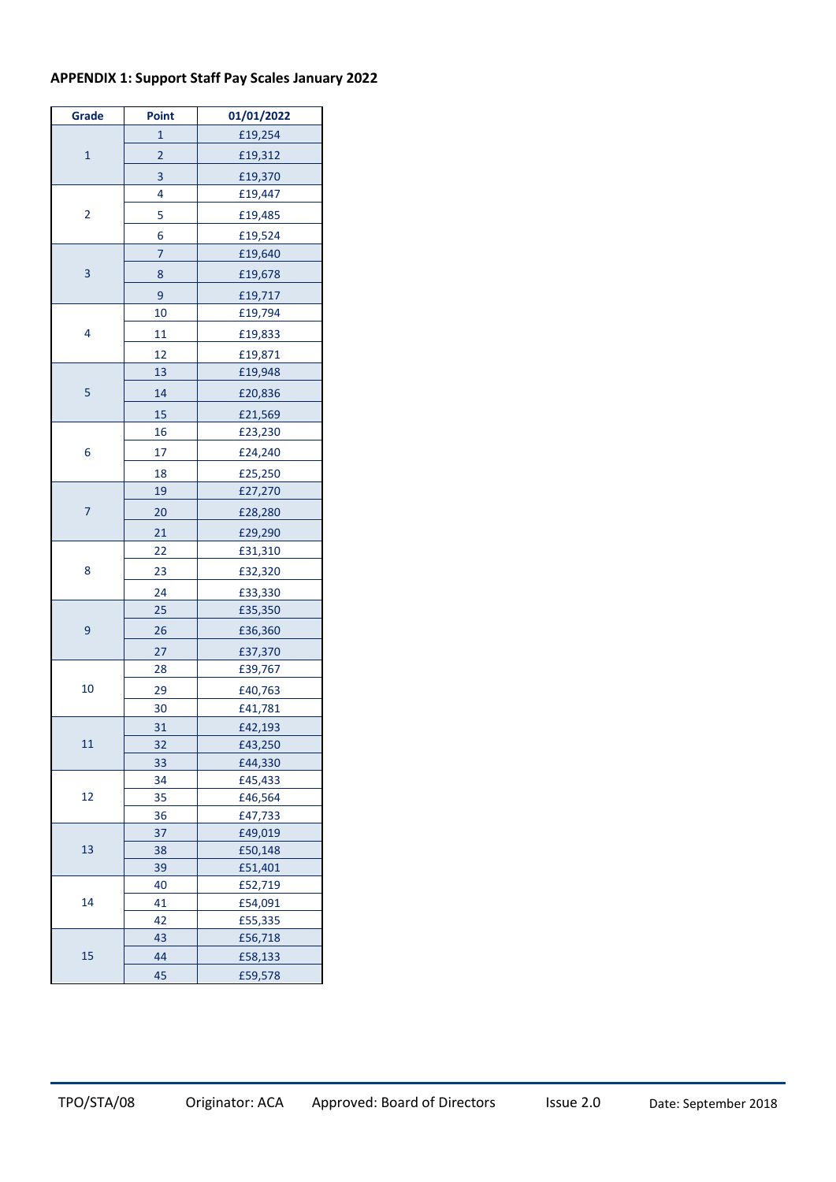**APPENDIX 1: Support Staff Pay Scales January 2022**

| Grade | Point | 01/01/2022 |
|---|---|---|
| 1 | 1 | £19,254 |
| | 2 | £19,312 |
| | 3 | £19,370 |
| 2 | 4 | £19,447 |
| | 5 | £19,485 |
| | 6 | £19,524 |
| 3 | 7 | £19,640 |
| | 8 | £19,678 |
| | 9 | £19,717 |
| 4 | 10 | £19,794 |
| | 11 | £19,833 |
| | 12 | £19,871 |
| 5 | 13 | £19,948 |
| | 14 | £20,836 |
| | 15 | £21,569 |
| 6 | 16 | £23,230 |
| | 17 | £24,240 |
| | 18 | £25,250 |
| 7 | 19 | £27,270 |
| | 20 | £28,280 |
| | 21 | £29,290 |
| 8 | 22 | £31,310 |
| | 23 | £32,320 |
| | 24 | £33,330 |
| 9 | 25 | £35,350 |
| | 26 | £36,360 |
| | 27 | £37,370 |
| 10 | 28 | £39,767 |
| | 29 | £40,763 |
| | 30 | £41,781 |
| 11 | 31 | £42,193 |
| | 32 | £43,250 |
| | 33 | £44,330 |
| 12 | 34 | £45,433 |
| | 35 | £46,564 |
| | 36 | £47,733 |
| 13 | 37 | £49,019 |
| | 38 | £50,148 |
| | 39 | £51,401 |
| 14 | 40 | £52,719 |
| | 41 | £54,091 |
| | 42 | £55,335 |
| 15 | 43 | £56,718 |
| | 44 | £58,133 |
| | 45 | £59,578 |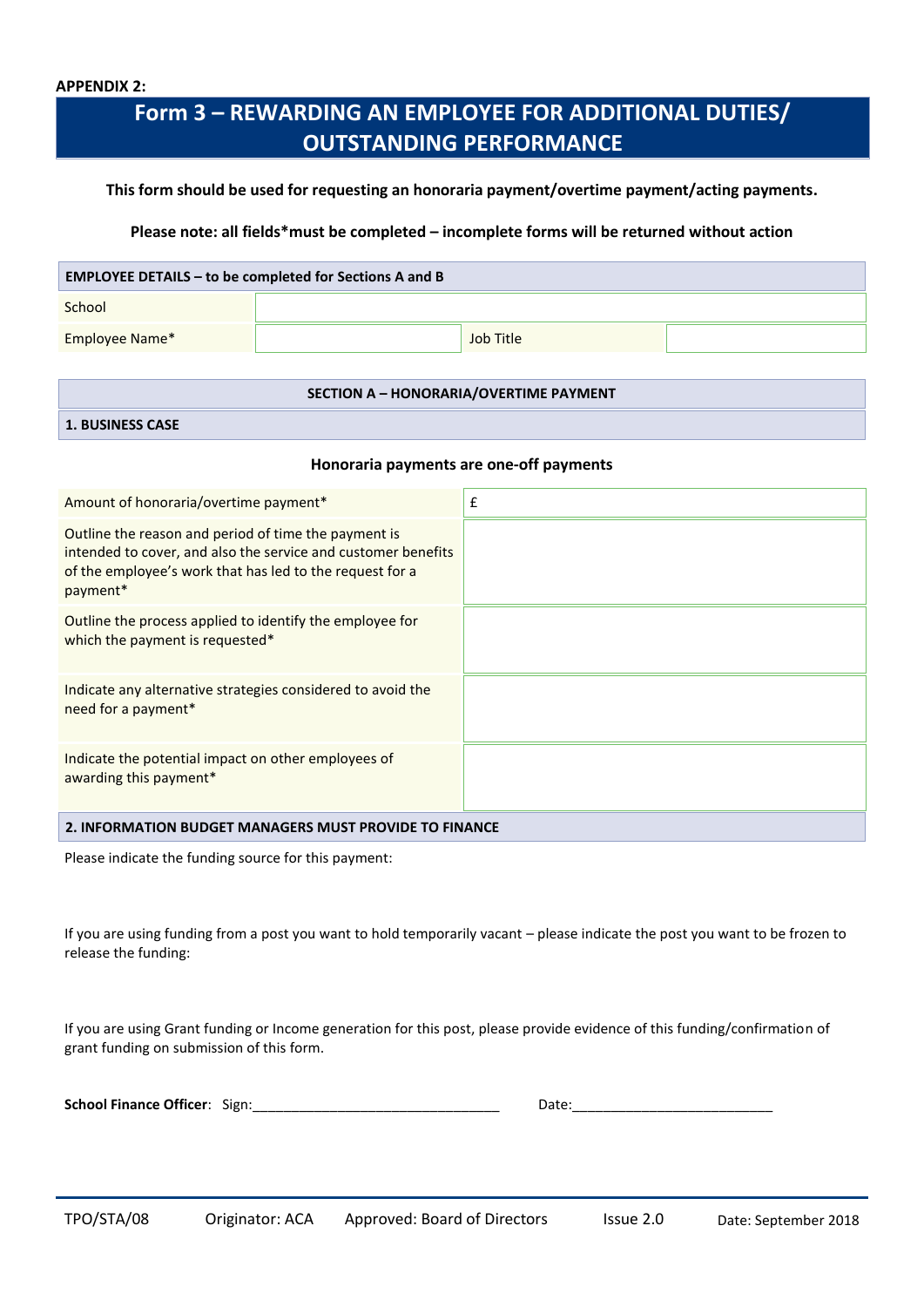**APPENDIX 2:**

# Form 3 – REWARDING AN EMPLOYEE FOR ADDITIONAL DUTIES/ OUTSTANDING PERFORMANCE

**This form should be used for requesting an honoraria payment/overtime payment/acting payments.**

**Please note: all fields*must be completed – incomplete forms will be returned without action**

| **EMPLOYEE DETAILS – to be completed for Sections A and B** | | | |
|---|---|---|---|
| School | | | |
| Employee Name* | | Job Title | |

| **SECTION A – HONORARIA/OVERTIME PAYMENT** |
|---|
| **1. BUSINESS CASE** |

**Honoraria payments are one-off payments**

| | |
|---|---|
| Amount of honoraria/overtime payment* | £ |
| Outline the reason and period of time the payment is intended to cover, and also the service and customer benefits of the employee's work that has led to the request for a payment* | |
| Outline the process applied to identify the employee for which the payment is requested* | |
| Indicate any alternative strategies considered to avoid the need for a payment* | |
| Indicate the potential impact on other employees of awarding this payment* | |

**2. INFORMATION BUDGET MANAGERS MUST PROVIDE TO FINANCE**

Please indicate the funding source for this payment:

If you are using funding from a post you want to hold temporarily vacant – please indicate the post you want to be frozen to release the funding:

If you are using Grant funding or Income generation for this post, please provide evidence of this funding/confirmation of grant funding on submission of this form.

**School Finance Officer**: Sign:________________________________ Date:__________________________

TPO/STA/08 Originator: ACA Approved: Board of Directors Issue 2.0 Date: September 2018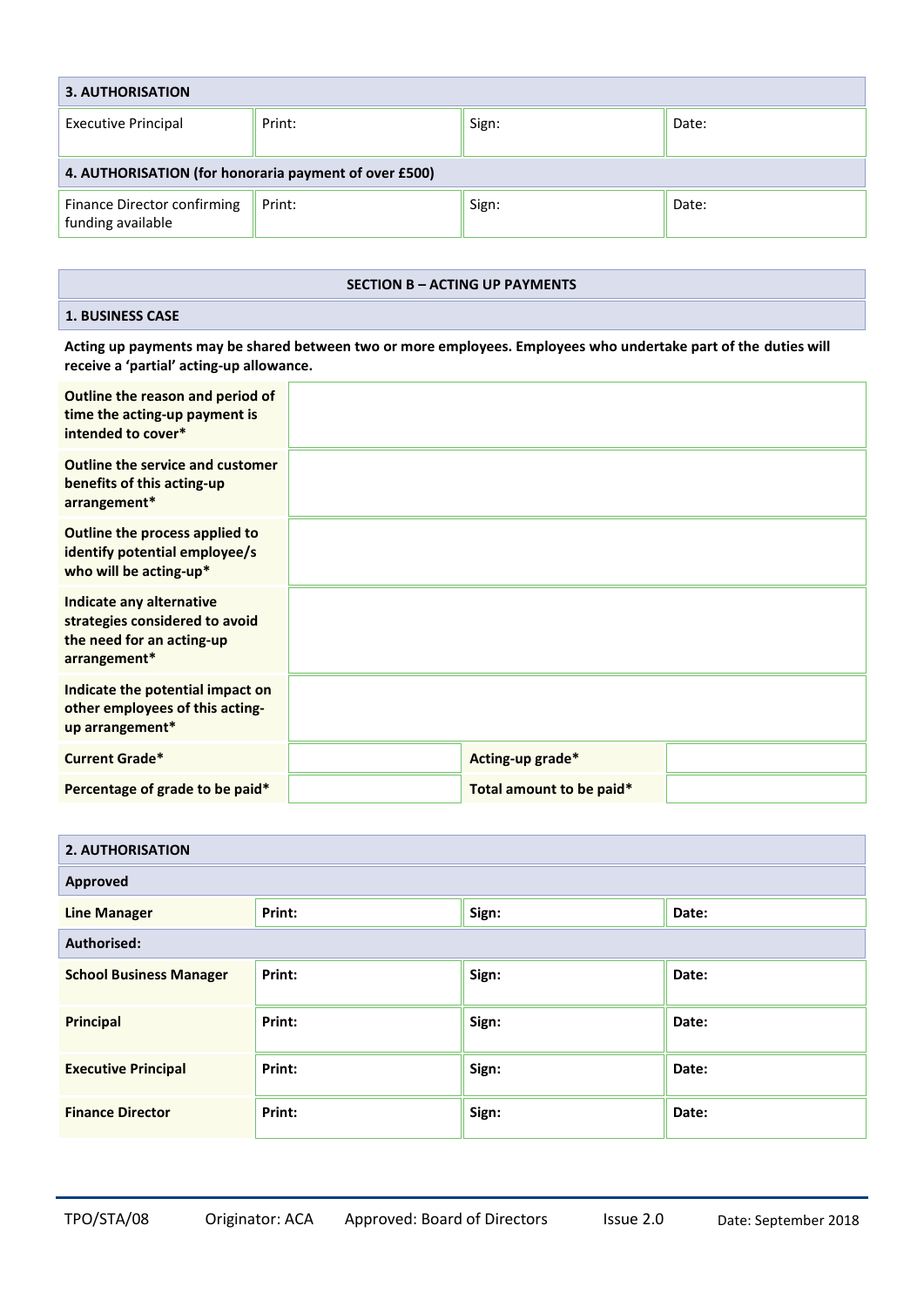| **3. AUTHORISATION** | | | |
|---|---|---|---|
| Executive Principal | Print: | Sign: | Date: |
| **4. AUTHORISATION (for honoraria payment of over £500)** | | | |
| Finance Director confirming funding available | Print: | Sign: | Date: |

## SECTION B – ACTING UP PAYMENTS

### 1. BUSINESS CASE

**Acting up payments may be shared between two or more employees. Employees who undertake part of the duties will receive a 'partial' acting-up allowance.**

| | | | |
|---|---|---|---|
| **Outline the reason and period of time the acting-up payment is intended to cover*** | | | |
| **Outline the service and customer benefits of this acting-up arrangement*** | | | |
| **Outline the process applied to identify potential employee/s who will be acting-up*** | | | |
| **Indicate any alternative strategies considered to avoid the need for an acting-up arrangement*** | | | |
| **Indicate the potential impact on other employees of this acting-up arrangement*** | | | |
| **Current Grade*** | | **Acting-up grade*** | |
| **Percentage of grade to be paid*** | | **Total amount to be paid*** | |

| **2. AUTHORISATION** | | | |
|---|---|---|---|
| **Approved** | | | |
| **Line Manager** | **Print:** | **Sign:** | **Date:** |
| **Authorised:** | | | |
| **School Business Manager** | **Print:** | **Sign:** | **Date:** |
| **Principal** | **Print:** | **Sign:** | **Date:** |
| **Executive Principal** | **Print:** | **Sign:** | **Date:** |
| **Finance Director** | **Print:** | **Sign:** | **Date:** |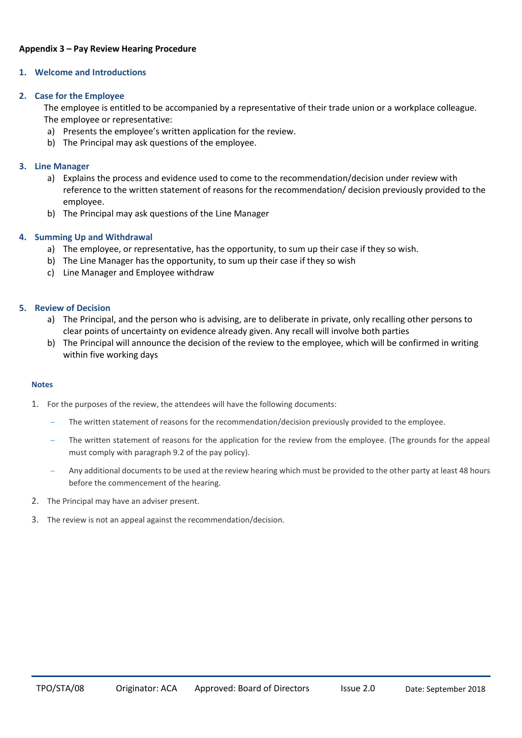**Appendix 3 – Pay Review Hearing Procedure**

## 1. Welcome and Introductions

## 2. Case for the Employee

The employee is entitled to be accompanied by a representative of their trade union or a workplace colleague. The employee or representative:

a) Presents the employee's written application for the review.
b) The Principal may ask questions of the employee.

## 3. Line Manager

a) Explains the process and evidence used to come to the recommendation/decision under review with reference to the written statement of reasons for the recommendation/ decision previously provided to the employee.
b) The Principal may ask questions of the Line Manager

## 4. Summing Up and Withdrawal

a) The employee, or representative, has the opportunity, to sum up their case if they so wish.
b) The Line Manager has the opportunity, to sum up their case if they so wish
c) Line Manager and Employee withdraw

## 5. Review of Decision

a) The Principal, and the person who is advising, are to deliberate in private, only recalling other persons to clear points of uncertainty on evidence already given. Any recall will involve both parties
b) The Principal will announce the decision of the review to the employee, which will be confirmed in writing within five working days

### Notes

1. For the purposes of the review, the attendees will have the following documents:
   - The written statement of reasons for the recommendation/decision previously provided to the employee.
   - The written statement of reasons for the application for the review from the employee. (The grounds for the appeal must comply with paragraph 9.2 of the pay policy).
   - Any additional documents to be used at the review hearing which must be provided to the other party at least 48 hours before the commencement of the hearing.
2. The Principal may have an adviser present.
3. The review is not an appeal against the recommendation/decision.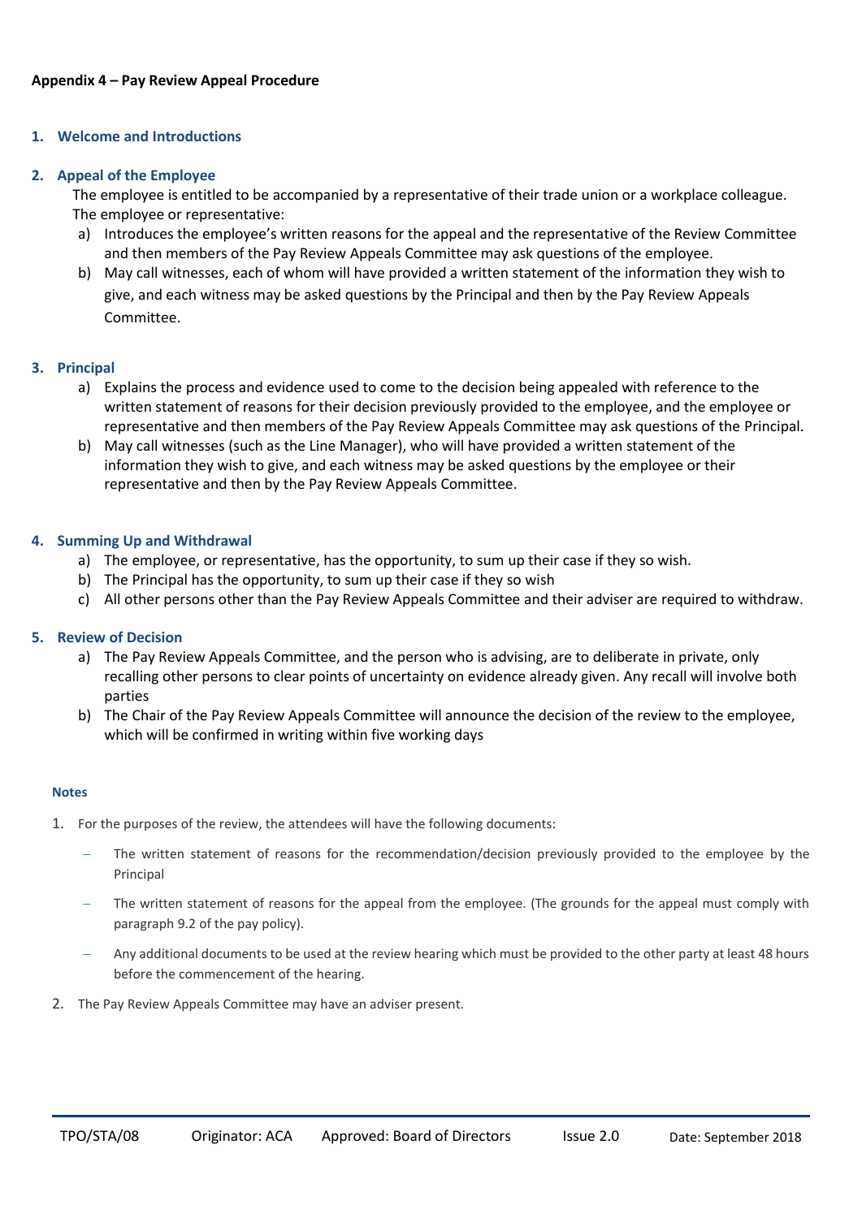**Appendix 4 – Pay Review Appeal Procedure**

## 1. Welcome and Introductions

## 2. Appeal of the Employee

The employee is entitled to be accompanied by a representative of their trade union or a workplace colleague. The employee or representative:

a) Introduces the employee's written reasons for the appeal and the representative of the Review Committee and then members of the Pay Review Appeals Committee may ask questions of the employee.
b) May call witnesses, each of whom will have provided a written statement of the information they wish to give, and each witness may be asked questions by the Principal and then by the Pay Review Appeals Committee.

## 3. Principal

a) Explains the process and evidence used to come to the decision being appealed with reference to the written statement of reasons for their decision previously provided to the employee, and the employee or representative and then members of the Pay Review Appeals Committee may ask questions of the Principal.
b) May call witnesses (such as the Line Manager), who will have provided a written statement of the information they wish to give, and each witness may be asked questions by the employee or their representative and then by the Pay Review Appeals Committee.

## 4. Summing Up and Withdrawal

a) The employee, or representative, has the opportunity, to sum up their case if they so wish.
b) The Principal has the opportunity, to sum up their case if they so wish
c) All other persons other than the Pay Review Appeals Committee and their adviser are required to withdraw.

## 5. Review of Decision

a) The Pay Review Appeals Committee, and the person who is advising, are to deliberate in private, only recalling other persons to clear points of uncertainty on evidence already given. Any recall will involve both parties
b) The Chair of the Pay Review Appeals Committee will announce the decision of the review to the employee, which will be confirmed in writing within five working days

**Notes**

1. For the purposes of the review, the attendees will have the following documents:
   - The written statement of reasons for the recommendation/decision previously provided to the employee by the Principal
   - The written statement of reasons for the appeal from the employee. (The grounds for the appeal must comply with paragraph 9.2 of the pay policy).
   - Any additional documents to be used at the review hearing which must be provided to the other party at least 48 hours before the commencement of the hearing.
2. The Pay Review Appeals Committee may have an adviser present.